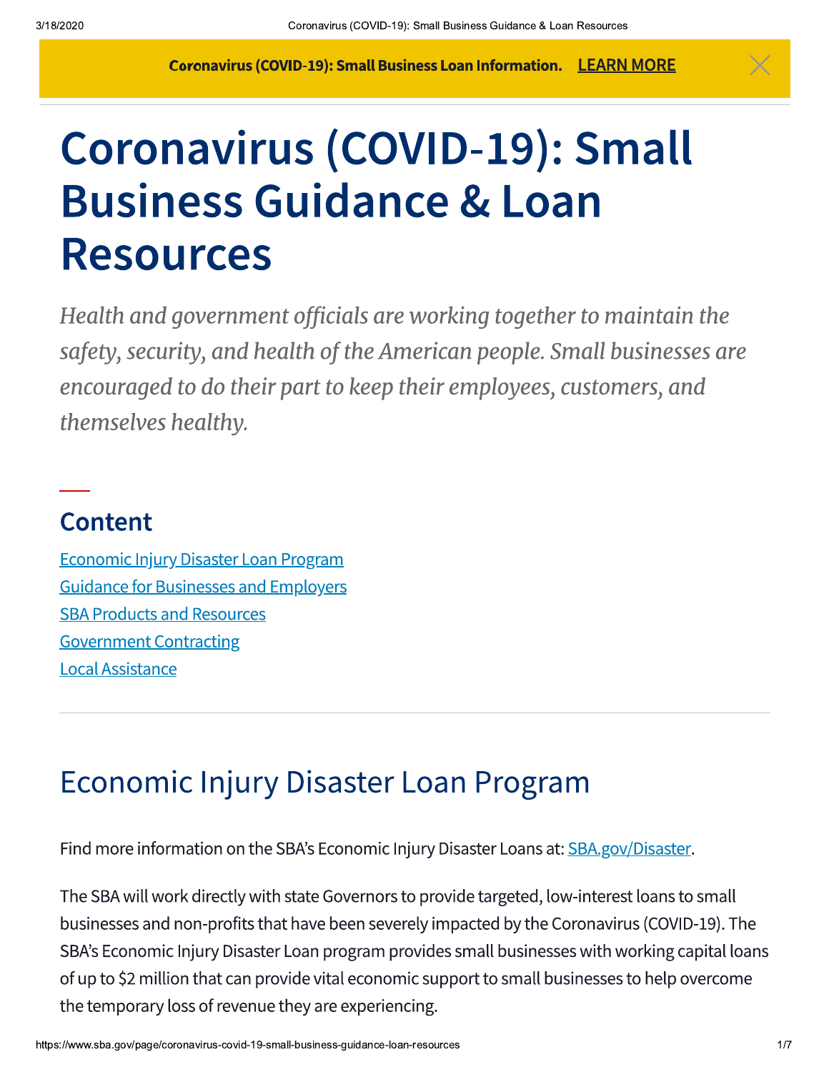**Coronavirus (COVID-19): Small Business Loan Information.** [LEARN MORE]

# Coronavirus (COVID-19): Small Business Guidance & Loan Resources

*Health and government officials are working together to maintain the safety, security, and health of the American people. Small businesses are encouraged to do their part to keep their employees, customers, and themselves healthy.*

## Content

- Economic Injury Disaster Loan Program
- Guidance for Businesses and Employers
- SBA Products and Resources
- Government Contracting
- Local Assistance

---

## Economic Injury Disaster Loan Program

Find more information on the SBA's Economic Injury Disaster Loans at: SBA.gov/Disaster.

The SBA will work directly with state Governors to provide targeted, low-interest loans to small businesses and non-profits that have been severely impacted by the Coronavirus (COVID-19). The SBA's Economic Injury Disaster Loan program provides small businesses with working capital loans of up to $2 million that can provide vital economic support to small businesses to help overcome the temporary loss of revenue they are experiencing.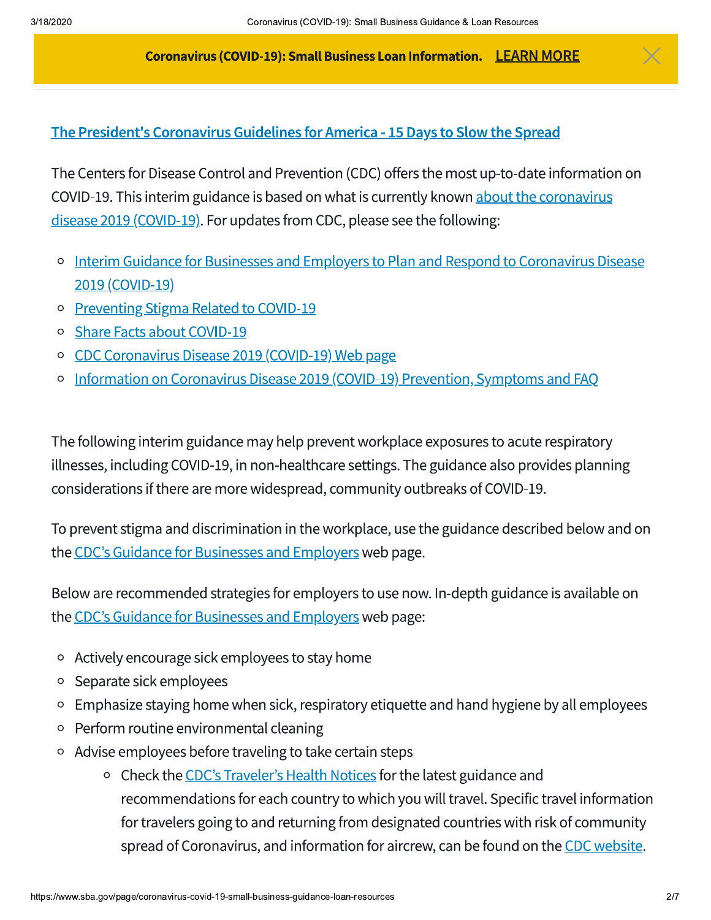**Coronavirus (COVID-19): Small Business Loan Information.** LEARN MORE

[The President's Coronavirus Guidelines for America - 15 Days to Slow the Spread](#)

The Centers for Disease Control and Prevention (CDC) offers the most up-to-date information on COVID-19. This interim guidance is based on what is currently known about the coronavirus disease 2019 (COVID-19). For updates from CDC, please see the following:

- Interim Guidance for Businesses and Employers to Plan and Respond to Coronavirus Disease 2019 (COVID-19)
- Preventing Stigma Related to COVID-19
- Share Facts about COVID-19
- CDC Coronavirus Disease 2019 (COVID-19) Web page
- Information on Coronavirus Disease 2019 (COVID-19) Prevention, Symptoms and FAQ

The following interim guidance may help prevent workplace exposures to acute respiratory illnesses, including COVID-19, in non-healthcare settings. The guidance also provides planning considerations if there are more widespread, community outbreaks of COVID-19.

To prevent stigma and discrimination in the workplace, use the guidance described below and on the CDC's Guidance for Businesses and Employers web page.

Below are recommended strategies for employers to use now. In-depth guidance is available on the CDC's Guidance for Businesses and Employers web page:

- Actively encourage sick employees to stay home
- Separate sick employees
- Emphasize staying home when sick, respiratory etiquette and hand hygiene by all employees
- Perform routine environmental cleaning
- Advise employees before traveling to take certain steps
  - Check the CDC's Traveler's Health Notices for the latest guidance and recommendations for each country to which you will travel. Specific travel information for travelers going to and returning from designated countries with risk of community spread of Coronavirus, and information for aircrew, can be found on the CDC website.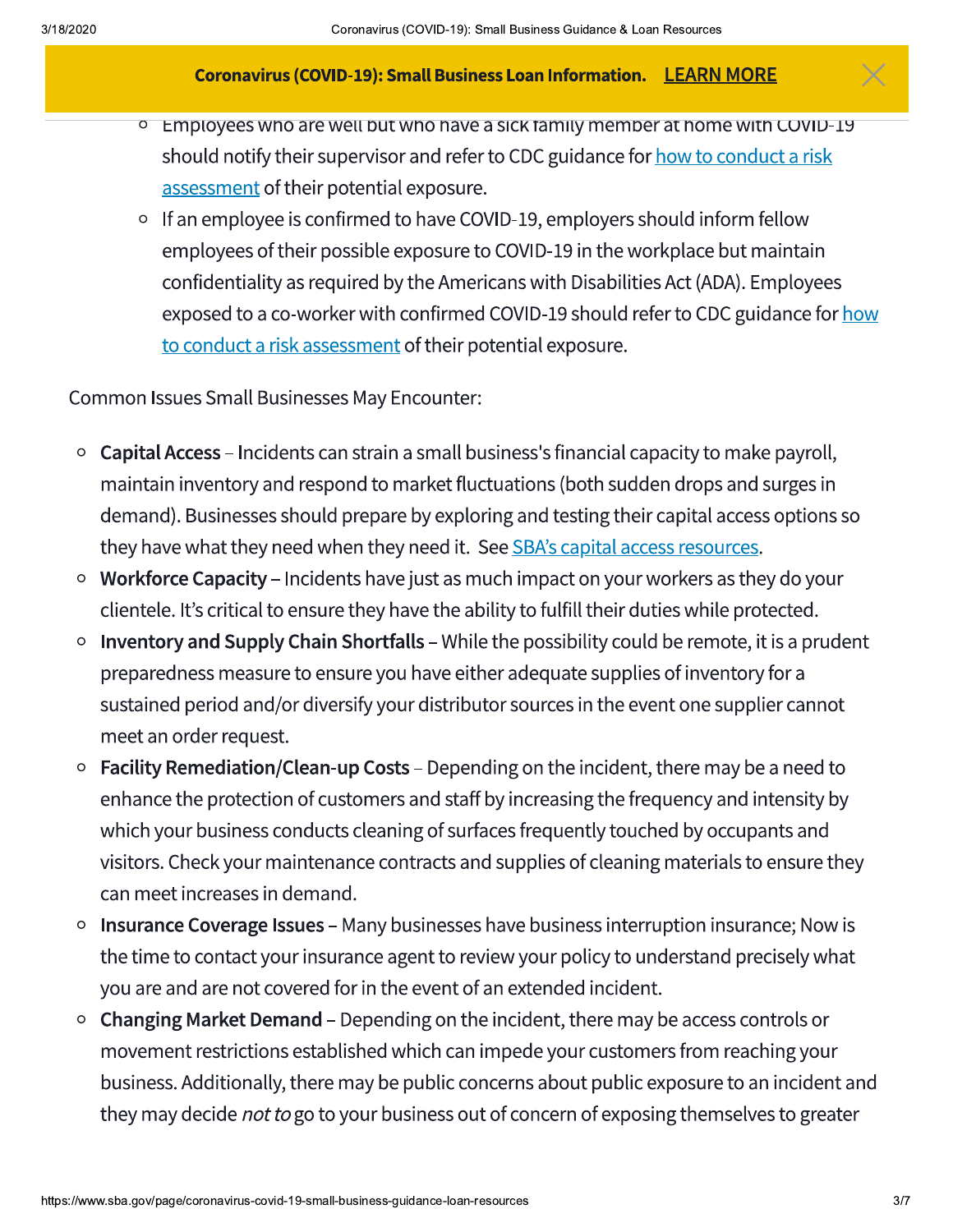- Employees who are well but who have a sick family member at home with COVID-19 should notify their supervisor and refer to CDC guidance for how to conduct a risk assessment of their potential exposure.
- If an employee is confirmed to have COVID-19, employers should inform fellow employees of their possible exposure to COVID-19 in the workplace but maintain confidentiality as required by the Americans with Disabilities Act (ADA). Employees exposed to a co-worker with confirmed COVID-19 should refer to CDC guidance for how to conduct a risk assessment of their potential exposure.

Common Issues Small Businesses May Encounter:

- **Capital Access** – Incidents can strain a small business's financial capacity to make payroll, maintain inventory and respond to market fluctuations (both sudden drops and surges in demand). Businesses should prepare by exploring and testing their capital access options so they have what they need when they need it. See SBA's capital access resources.
- **Workforce Capacity** – Incidents have just as much impact on your workers as they do your clientele. It's critical to ensure they have the ability to fulfill their duties while protected.
- **Inventory and Supply Chain Shortfalls** – While the possibility could be remote, it is a prudent preparedness measure to ensure you have either adequate supplies of inventory for a sustained period and/or diversify your distributor sources in the event one supplier cannot meet an order request.
- **Facility Remediation/Clean-up Costs** – Depending on the incident, there may be a need to enhance the protection of customers and staff by increasing the frequency and intensity by which your business conducts cleaning of surfaces frequently touched by occupants and visitors. Check your maintenance contracts and supplies of cleaning materials to ensure they can meet increases in demand.
- **Insurance Coverage Issues** – Many businesses have business interruption insurance; Now is the time to contact your insurance agent to review your policy to understand precisely what you are and are not covered for in the event of an extended incident.
- **Changing Market Demand** – Depending on the incident, there may be access controls or movement restrictions established which can impede your customers from reaching your business. Additionally, there may be public concerns about public exposure to an incident and they may decide *not to* go to your business out of concern of exposing themselves to greater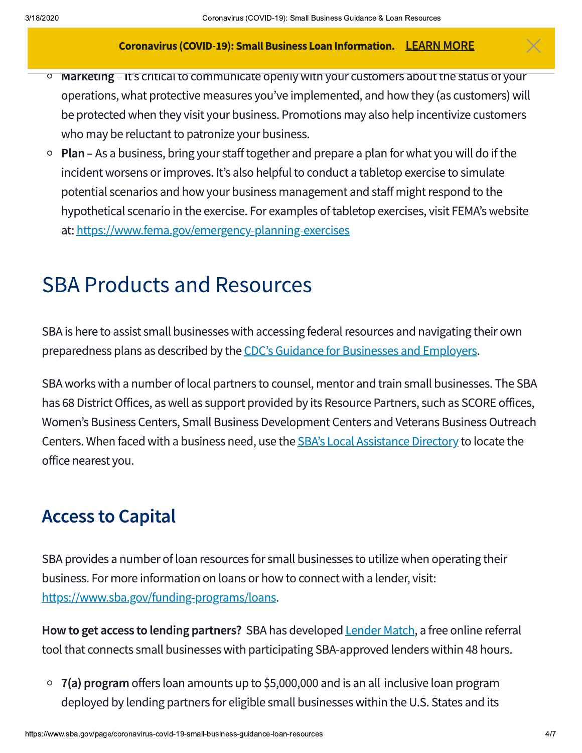- **Marketing** – It's critical to communicate openly with your customers about the status of your operations, what protective measures you've implemented, and how they (as customers) will be protected when they visit your business. Promotions may also help incentivize customers who may be reluctant to patronize your business.
- **Plan** – As a business, bring your staff together and prepare a plan for what you will do if the incident worsens or improves. It's also helpful to conduct a tabletop exercise to simulate potential scenarios and how your business management and staff might respond to the hypothetical scenario in the exercise. For examples of tabletop exercises, visit FEMA's website at: https://www.fema.gov/emergency-planning-exercises

# SBA Products and Resources

SBA is here to assist small businesses with accessing federal resources and navigating their own preparedness plans as described by the CDC's Guidance for Businesses and Employers.

SBA works with a number of local partners to counsel, mentor and train small businesses. The SBA has 68 District Offices, as well as support provided by its Resource Partners, such as SCORE offices, Women's Business Centers, Small Business Development Centers and Veterans Business Outreach Centers. When faced with a business need, use the SBA's Local Assistance Directory to locate the office nearest you.

## Access to Capital

SBA provides a number of loan resources for small businesses to utilize when operating their business. For more information on loans or how to connect with a lender, visit: https://www.sba.gov/funding-programs/loans.

**How to get access to lending partners?** SBA has developed Lender Match, a free online referral tool that connects small businesses with participating SBA-approved lenders within 48 hours.

- **7(a) program** offers loan amounts up to $5,000,000 and is an all-inclusive loan program deployed by lending partners for eligible small businesses within the U.S. States and its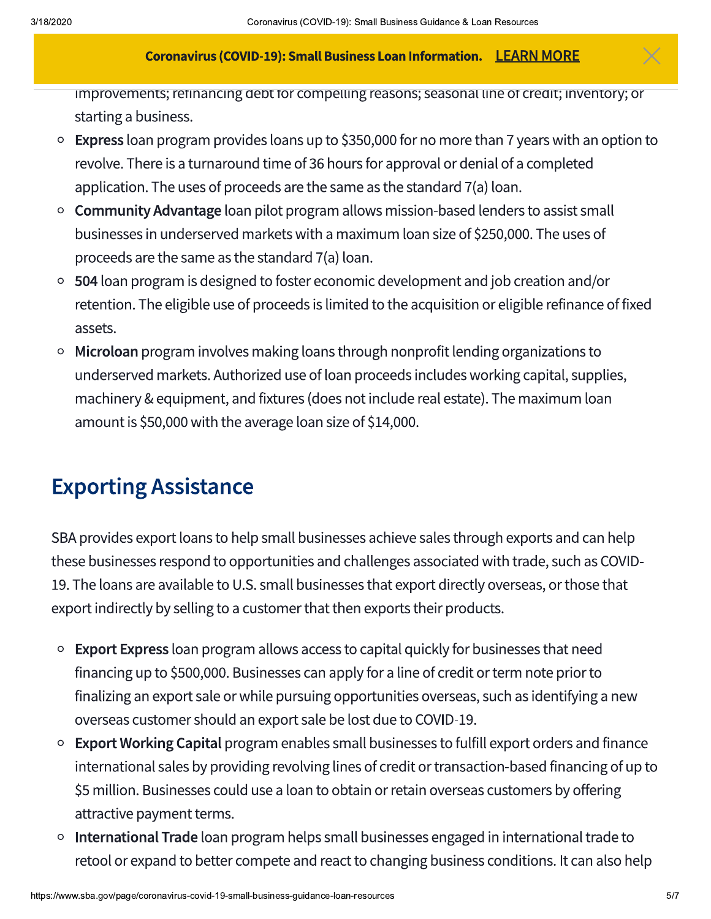improvements; refinancing debt for compelling reasons; seasonal line of credit; inventory; or starting a business.

- **Express** loan program provides loans up to $350,000 for no more than 7 years with an option to revolve. There is a turnaround time of 36 hours for approval or denial of a completed application. The uses of proceeds are the same as the standard 7(a) loan.
- **Community Advantage** loan pilot program allows mission-based lenders to assist small businesses in underserved markets with a maximum loan size of $250,000. The uses of proceeds are the same as the standard 7(a) loan.
- **504** loan program is designed to foster economic development and job creation and/or retention. The eligible use of proceeds is limited to the acquisition or eligible refinance of fixed assets.
- **Microloan** program involves making loans through nonprofit lending organizations to underserved markets. Authorized use of loan proceeds includes working capital, supplies, machinery & equipment, and fixtures (does not include real estate). The maximum loan amount is $50,000 with the average loan size of $14,000.

## Exporting Assistance

SBA provides export loans to help small businesses achieve sales through exports and can help these businesses respond to opportunities and challenges associated with trade, such as COVID-19. The loans are available to U.S. small businesses that export directly overseas, or those that export indirectly by selling to a customer that then exports their products.

- **Export Express** loan program allows access to capital quickly for businesses that need financing up to $500,000. Businesses can apply for a line of credit or term note prior to finalizing an export sale or while pursuing opportunities overseas, such as identifying a new overseas customer should an export sale be lost due to COVID-19.
- **Export Working Capital** program enables small businesses to fulfill export orders and finance international sales by providing revolving lines of credit or transaction-based financing of up to $5 million. Businesses could use a loan to obtain or retain overseas customers by offering attractive payment terms.
- **International Trade** loan program helps small businesses engaged in international trade to retool or expand to better compete and react to changing business conditions. It can also help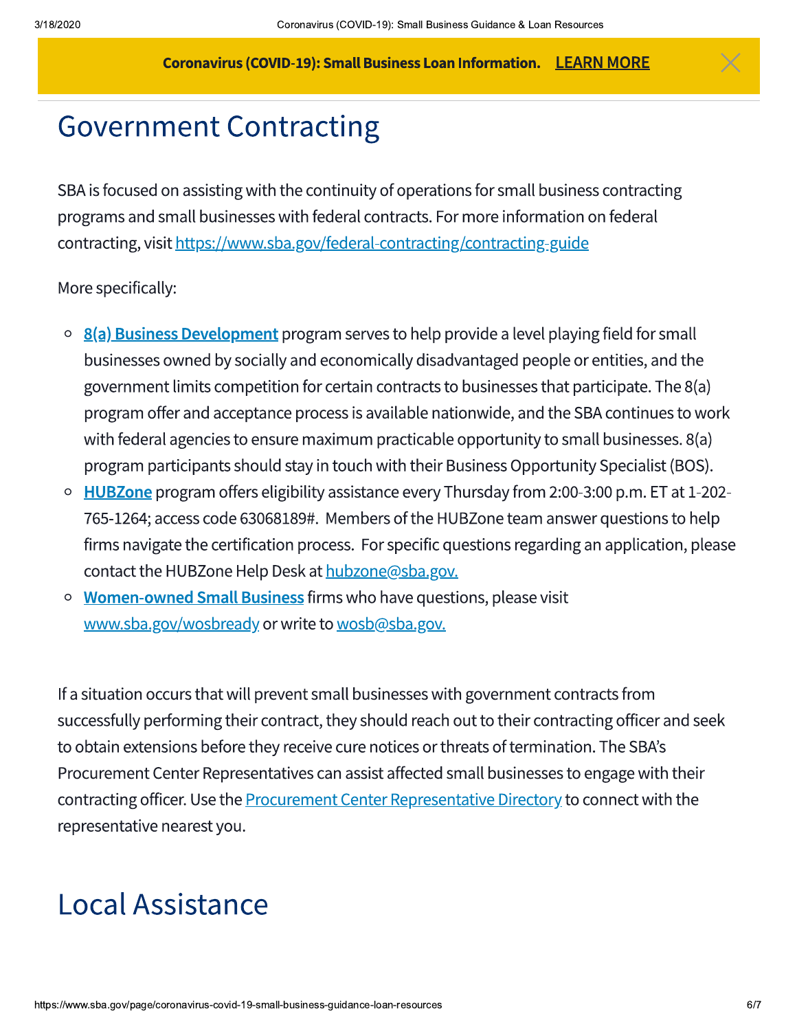Coronavirus (COVID-19): Small Business Loan Information. LEARN MORE

# Government Contracting

SBA is focused on assisting with the continuity of operations for small business contracting programs and small businesses with federal contracts. For more information on federal contracting, visit https://www.sba.gov/federal-contracting/contracting-guide

More specifically:

- **8(a) Business Development** program serves to help provide a level playing field for small businesses owned by socially and economically disadvantaged people or entities, and the government limits competition for certain contracts to businesses that participate. The 8(a) program offer and acceptance process is available nationwide, and the SBA continues to work with federal agencies to ensure maximum practicable opportunity to small businesses. 8(a) program participants should stay in touch with their Business Opportunity Specialist (BOS).
- **HUBZone** program offers eligibility assistance every Thursday from 2:00-3:00 p.m. ET at 1-202-765-1264; access code 63068189#. Members of the HUBZone team answer questions to help firms navigate the certification process. For specific questions regarding an application, please contact the HUBZone Help Desk at hubzone@sba.gov.
- **Women-owned Small Business** firms who have questions, please visit www.sba.gov/wosbready or write to wosb@sba.gov.

If a situation occurs that will prevent small businesses with government contracts from successfully performing their contract, they should reach out to their contracting officer and seek to obtain extensions before they receive cure notices or threats of termination. The SBA's Procurement Center Representatives can assist affected small businesses to engage with their contracting officer. Use the Procurement Center Representative Directory to connect with the representative nearest you.

# Local Assistance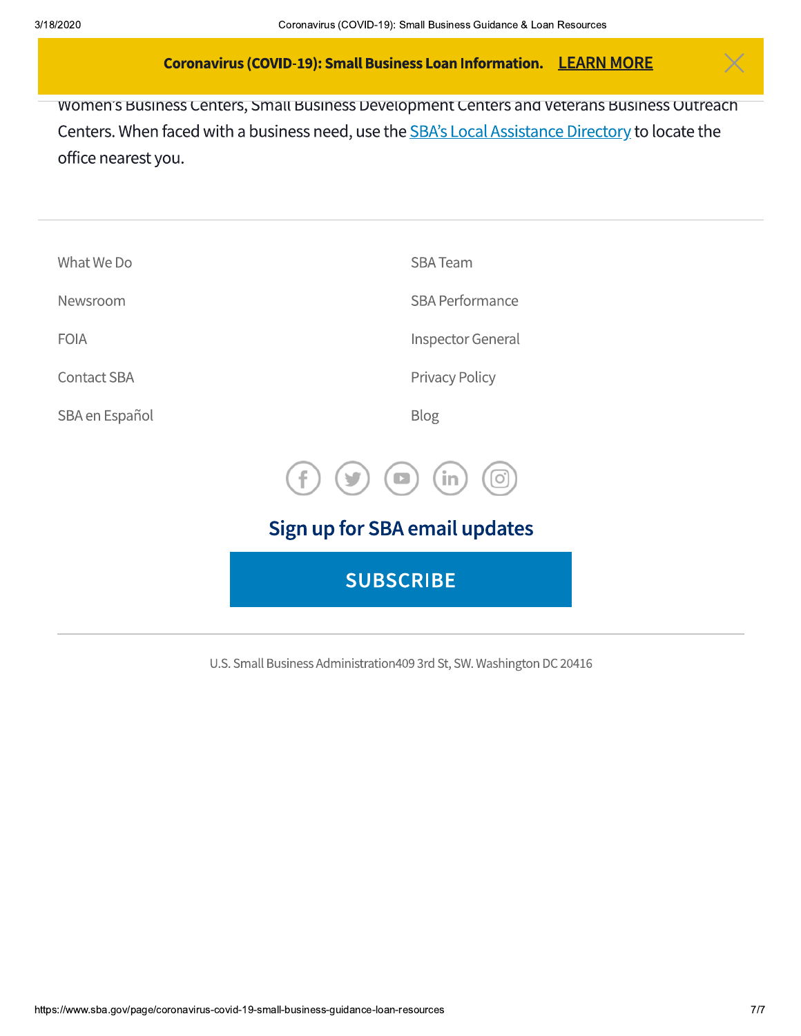**Coronavirus (COVID-19): Small Business Loan Information.** [LEARN MORE]

Women's Business Centers, Small Business Development Centers and Veterans Business Outreach Centers. When faced with a business need, use the SBA's Local Assistance Directory to locate the office nearest you.

What We Do

Newsroom

FOIA

Contact SBA

SBA en Español

SBA Team

SBA Performance

Inspector General

Privacy Policy

Blog

## Sign up for SBA email updates

SUBSCRIBE

U.S. Small Business Administration409 3rd St, SW. Washington DC 20416